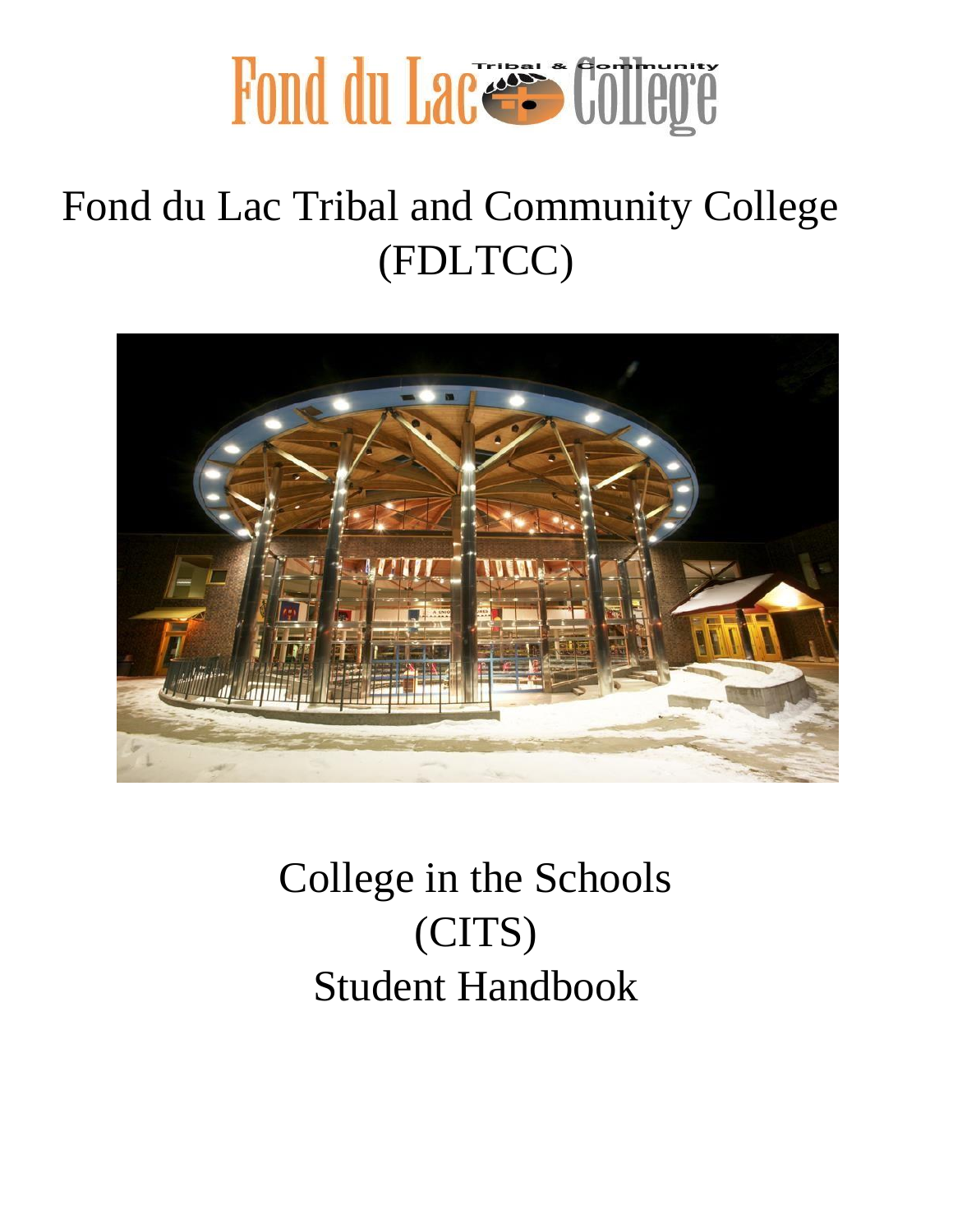# Fond du Lac Tribal & Community College

# Fond du Lac Tribal and Community College (FDLTCC)

# College in the Schools (CITS) Student Handbook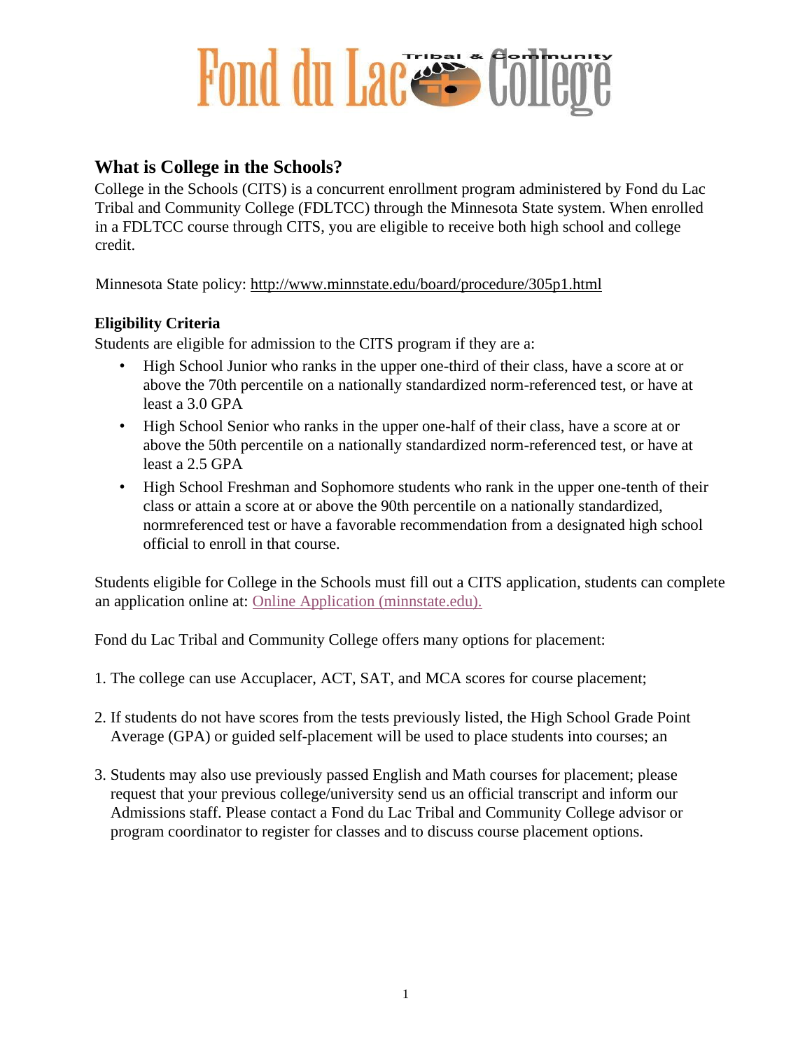## What is College in the Schools?

College in the Schools (CITS) is a concurrent enrollment program administered by Fond du Lac Tribal and Community College (FDLTCC) through the Minnesota State system. When enrolled in a FDLTCC course through CITS, you are eligible to receive both high school and college credit.

Minnesota State policy: http://www.minnstate.edu/board/procedure/305p1.html

### Eligibility Criteria

Students are eligible for admission to the CITS program if they are a:

- High School Junior who ranks in the upper one-third of their class, have a score at or above the 70th percentile on a nationally standardized norm-referenced test, or have at least a 3.0 GPA
- High School Senior who ranks in the upper one-half of their class, have a score at or above the 50th percentile on a nationally standardized norm-referenced test, or have at least a 2.5 GPA
- High School Freshman and Sophomore students who rank in the upper one-tenth of their class or attain a score at or above the 90th percentile on a nationally standardized, normreferenced test or have a favorable recommendation from a designated high school official to enroll in that course.

Students eligible for College in the Schools must fill out a CITS application, students can complete an application online at: Online Application (minnstate.edu).

Fond du Lac Tribal and Community College offers many options for placement:

1. The college can use Accuplacer, ACT, SAT, and MCA scores for course placement;

2. If students do not have scores from the tests previously listed, the High School Grade Point Average (GPA) or guided self-placement will be used to place students into courses; an

3. Students may also use previously passed English and Math courses for placement; please request that your previous college/university send us an official transcript and inform our Admissions staff. Please contact a Fond du Lac Tribal and Community College advisor or program coordinator to register for classes and to discuss course placement options.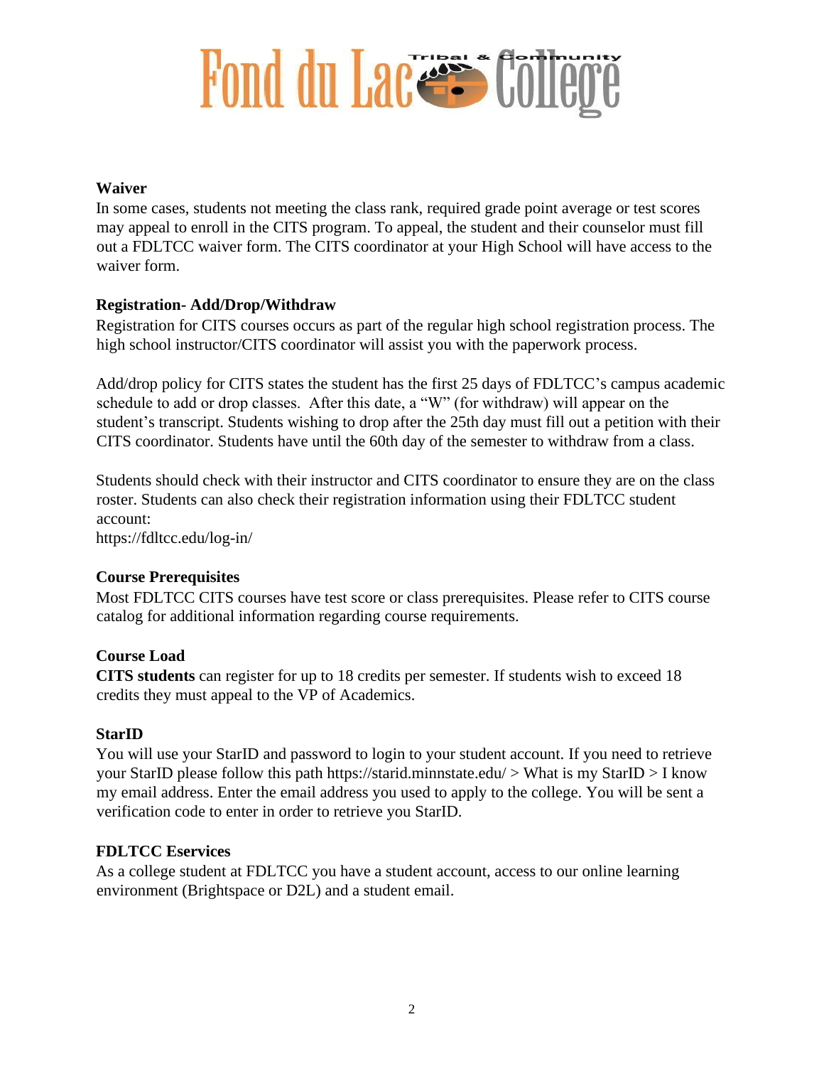## Waiver

In some cases, students not meeting the class rank, required grade point average or test scores may appeal to enroll in the CITS program. To appeal, the student and their counselor must fill out a FDLTCC waiver form. The CITS coordinator at your High School will have access to the waiver form.

## Registration- Add/Drop/Withdraw

Registration for CITS courses occurs as part of the regular high school registration process. The high school instructor/CITS coordinator will assist you with the paperwork process.

Add/drop policy for CITS states the student has the first 25 days of FDLTCC's campus academic schedule to add or drop classes. After this date, a "W" (for withdraw) will appear on the student's transcript. Students wishing to drop after the 25th day must fill out a petition with their CITS coordinator. Students have until the 60th day of the semester to withdraw from a class.

Students should check with their instructor and CITS coordinator to ensure they are on the class roster. Students can also check their registration information using their FDLTCC student account:
https://fdltcc.edu/log-in/

## Course Prerequisites

Most FDLTCC CITS courses have test score or class prerequisites. Please refer to CITS course catalog for additional information regarding course requirements.

## Course Load

**CITS students** can register for up to 18 credits per semester. If students wish to exceed 18 credits they must appeal to the VP of Academics.

## StarID

You will use your StarID and password to login to your student account. If you need to retrieve your StarID please follow this path https://starid.minnstate.edu/ > What is my StarID > I know my email address. Enter the email address you used to apply to the college. You will be sent a verification code to enter in order to retrieve you StarID.

## FDLTCC Eservices

As a college student at FDLTCC you have a student account, access to our online learning environment (Brightspace or D2L) and a student email.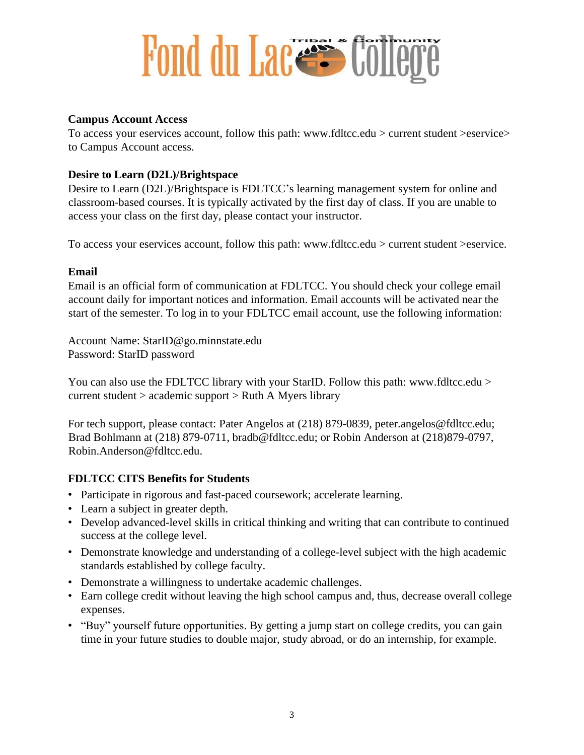**Campus Account Access**

To access your eservices account, follow this path: www.fdltcc.edu > current student >eservice> to Campus Account access.

**Desire to Learn (D2L)/Brightspace**

Desire to Learn (D2L)/Brightspace is FDLTCC's learning management system for online and classroom-based courses. It is typically activated by the first day of class. If you are unable to access your class on the first day, please contact your instructor.

To access your eservices account, follow this path: www.fdltcc.edu > current student >eservice.

**Email**

Email is an official form of communication at FDLTCC. You should check your college email account daily for important notices and information. Email accounts will be activated near the start of the semester. To log in to your FDLTCC email account, use the following information:

Account Name: StarID@go.minnstate.edu
Password: StarID password

You can also use the FDLTCC library with your StarID. Follow this path: www.fdltcc.edu > current student > academic support > Ruth A Myers library

For tech support, please contact: Pater Angelos at (218) 879-0839, peter.angelos@fdltcc.edu; Brad Bohlmann at (218) 879-0711, bradb@fdltcc.edu; or Robin Anderson at (218)879-0797, Robin.Anderson@fdltcc.edu.

**FDLTCC CITS Benefits for Students**

- Participate in rigorous and fast-paced coursework; accelerate learning.
- Learn a subject in greater depth.
- Develop advanced-level skills in critical thinking and writing that can contribute to continued success at the college level.
- Demonstrate knowledge and understanding of a college-level subject with the high academic standards established by college faculty.
- Demonstrate a willingness to undertake academic challenges.
- Earn college credit without leaving the high school campus and, thus, decrease overall college expenses.
- "Buy" yourself future opportunities. By getting a jump start on college credits, you can gain time in your future studies to double major, study abroad, or do an internship, for example.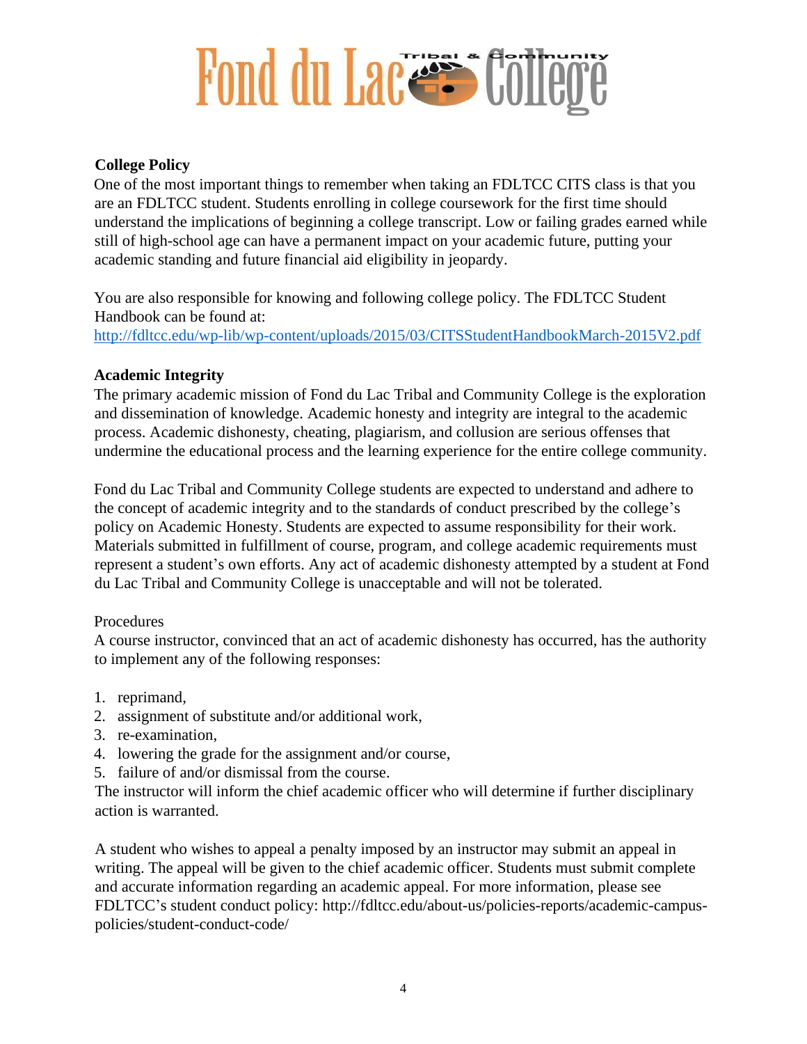**College Policy**

One of the most important things to remember when taking an FDLTCC CITS class is that you are an FDLTCC student. Students enrolling in college coursework for the first time should understand the implications of beginning a college transcript. Low or failing grades earned while still of high-school age can have a permanent impact on your academic future, putting your academic standing and future financial aid eligibility in jeopardy.

You are also responsible for knowing and following college policy. The FDLTCC Student Handbook can be found at:
http://fdltcc.edu/wp-lib/wp-content/uploads/2015/03/CITSStudentHandbookMarch-2015V2.pdf

**Academic Integrity**

The primary academic mission of Fond du Lac Tribal and Community College is the exploration and dissemination of knowledge. Academic honesty and integrity are integral to the academic process. Academic dishonesty, cheating, plagiarism, and collusion are serious offenses that undermine the educational process and the learning experience for the entire college community.

Fond du Lac Tribal and Community College students are expected to understand and adhere to the concept of academic integrity and to the standards of conduct prescribed by the college's policy on Academic Honesty. Students are expected to assume responsibility for their work. Materials submitted in fulfillment of course, program, and college academic requirements must represent a student's own efforts. Any act of academic dishonesty attempted by a student at Fond du Lac Tribal and Community College is unacceptable and will not be tolerated.

Procedures

A course instructor, convinced that an act of academic dishonesty has occurred, has the authority to implement any of the following responses:

1. reprimand,
2. assignment of substitute and/or additional work,
3. re-examination,
4. lowering the grade for the assignment and/or course,
5. failure of and/or dismissal from the course.

The instructor will inform the chief academic officer who will determine if further disciplinary action is warranted.

A student who wishes to appeal a penalty imposed by an instructor may submit an appeal in writing. The appeal will be given to the chief academic officer. Students must submit complete and accurate information regarding an academic appeal. For more information, please see FDLTCC's student conduct policy: http://fdltcc.edu/about-us/policies-reports/academic-campus-policies/student-conduct-code/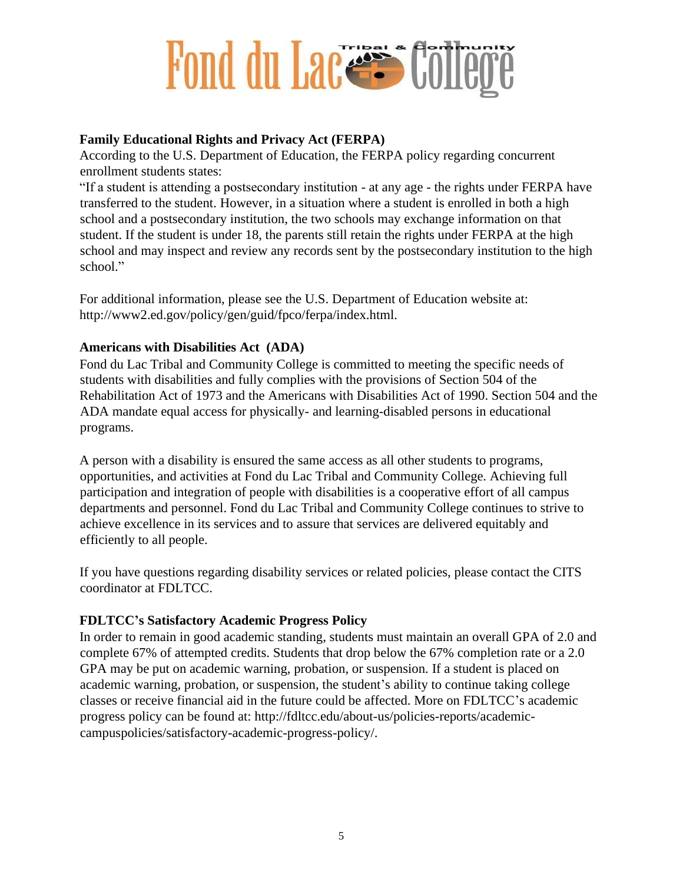## Family Educational Rights and Privacy Act (FERPA)

According to the U.S. Department of Education, the FERPA policy regarding concurrent enrollment students states:

"If a student is attending a postsecondary institution - at any age - the rights under FERPA have transferred to the student. However, in a situation where a student is enrolled in both a high school and a postsecondary institution, the two schools may exchange information on that student. If the student is under 18, the parents still retain the rights under FERPA at the high school and may inspect and review any records sent by the postsecondary institution to the high school."

For additional information, please see the U.S. Department of Education website at: http://www2.ed.gov/policy/gen/guid/fpco/ferpa/index.html.

## Americans with Disabilities Act (ADA)

Fond du Lac Tribal and Community College is committed to meeting the specific needs of students with disabilities and fully complies with the provisions of Section 504 of the Rehabilitation Act of 1973 and the Americans with Disabilities Act of 1990. Section 504 and the ADA mandate equal access for physically- and learning-disabled persons in educational programs.

A person with a disability is ensured the same access as all other students to programs, opportunities, and activities at Fond du Lac Tribal and Community College. Achieving full participation and integration of people with disabilities is a cooperative effort of all campus departments and personnel. Fond du Lac Tribal and Community College continues to strive to achieve excellence in its services and to assure that services are delivered equitably and efficiently to all people.

If you have questions regarding disability services or related policies, please contact the CITS coordinator at FDLTCC.

## FDLTCC's Satisfactory Academic Progress Policy

In order to remain in good academic standing, students must maintain an overall GPA of 2.0 and complete 67% of attempted credits. Students that drop below the 67% completion rate or a 2.0 GPA may be put on academic warning, probation, or suspension. If a student is placed on academic warning, probation, or suspension, the student's ability to continue taking college classes or receive financial aid in the future could be affected. More on FDLTCC's academic progress policy can be found at: http://fdltcc.edu/about-us/policies-reports/academic-campuspolicies/satisfactory-academic-progress-policy/.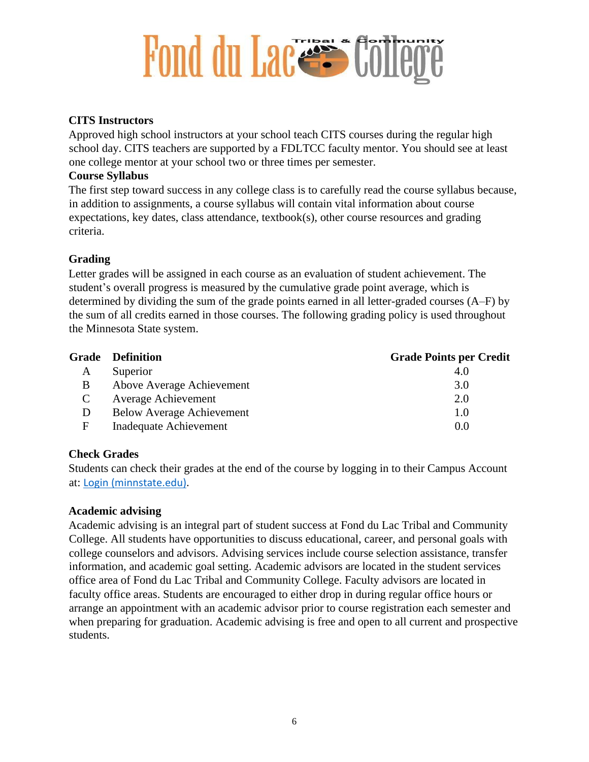### CITS Instructors

Approved high school instructors at your school teach CITS courses during the regular high school day. CITS teachers are supported by a FDLTCC faculty mentor. You should see at least one college mentor at your school two or three times per semester.

### Course Syllabus

The first step toward success in any college class is to carefully read the course syllabus because, in addition to assignments, a course syllabus will contain vital information about course expectations, key dates, class attendance, textbook(s), other course resources and grading criteria.

### Grading

Letter grades will be assigned in each course as an evaluation of student achievement. The student's overall progress is measured by the cumulative grade point average, which is determined by dividing the sum of the grade points earned in all letter-graded courses (A–F) by the sum of all credits earned in those courses. The following grading policy is used throughout the Minnesota State system.

| Grade | Definition | Grade Points per Credit |
|---|---|---|
| A | Superior | 4.0 |
| B | Above Average Achievement | 3.0 |
| C | Average Achievement | 2.0 |
| D | Below Average Achievement | 1.0 |
| F | Inadequate Achievement | 0.0 |

### Check Grades

Students can check their grades at the end of the course by logging in to their Campus Account at: Login (minnstate.edu).

### Academic advising

Academic advising is an integral part of student success at Fond du Lac Tribal and Community College. All students have opportunities to discuss educational, career, and personal goals with college counselors and advisors. Advising services include course selection assistance, transfer information, and academic goal setting. Academic advisors are located in the student services office area of Fond du Lac Tribal and Community College. Faculty advisors are located in faculty office areas. Students are encouraged to either drop in during regular office hours or arrange an appointment with an academic advisor prior to course registration each semester and when preparing for graduation. Academic advising is free and open to all current and prospective students.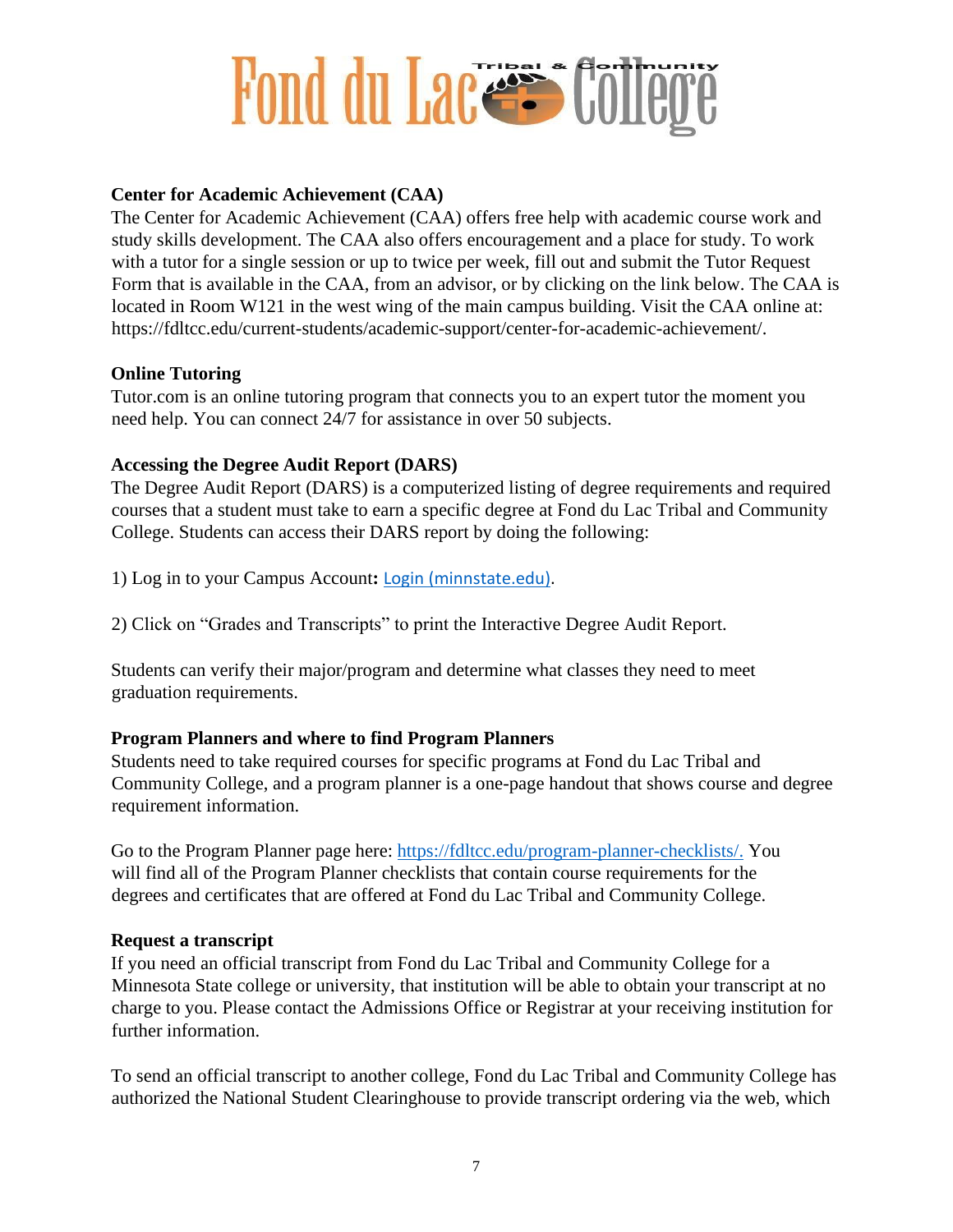**Center for Academic Achievement (CAA)**
The Center for Academic Achievement (CAA) offers free help with academic course work and study skills development. The CAA also offers encouragement and a place for study. To work with a tutor for a single session or up to twice per week, fill out and submit the Tutor Request Form that is available in the CAA, from an advisor, or by clicking on the link below. The CAA is located in Room W121 in the west wing of the main campus building. Visit the CAA online at: https://fdltcc.edu/current-students/academic-support/center-for-academic-achievement/.

**Online Tutoring**
Tutor.com is an online tutoring program that connects you to an expert tutor the moment you need help. You can connect 24/7 for assistance in over 50 subjects.

**Accessing the Degree Audit Report (DARS)**
The Degree Audit Report (DARS) is a computerized listing of degree requirements and required courses that a student must take to earn a specific degree at Fond du Lac Tribal and Community College. Students can access their DARS report by doing the following:

1) Log in to your Campus Account**:** [Login (minnstate.edu)](Login (minnstate.edu)).

2) Click on "Grades and Transcripts" to print the Interactive Degree Audit Report.

Students can verify their major/program and determine what classes they need to meet graduation requirements.

**Program Planners and where to find Program Planners**
Students need to take required courses for specific programs at Fond du Lac Tribal and Community College, and a program planner is a one-page handout that shows course and degree requirement information.

Go to the Program Planner page here: https://fdltcc.edu/program-planner-checklists/. You will find all of the Program Planner checklists that contain course requirements for the degrees and certificates that are offered at Fond du Lac Tribal and Community College.

**Request a transcript**
If you need an official transcript from Fond du Lac Tribal and Community College for a Minnesota State college or university, that institution will be able to obtain your transcript at no charge to you. Please contact the Admissions Office or Registrar at your receiving institution for further information.

To send an official transcript to another college, Fond du Lac Tribal and Community College has authorized the National Student Clearinghouse to provide transcript ordering via the web, which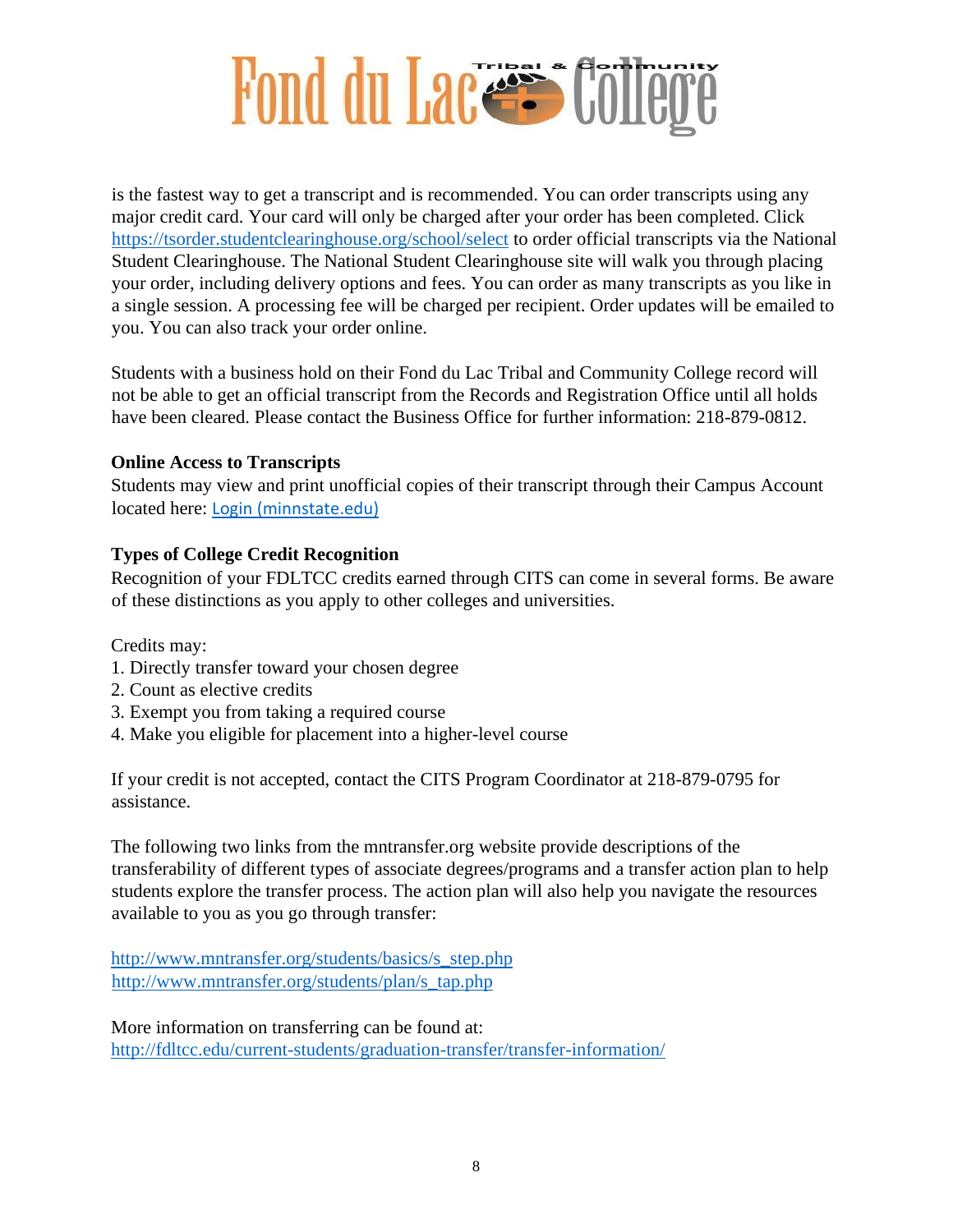is the fastest way to get a transcript and is recommended. You can order transcripts using any major credit card. Your card will only be charged after your order has been completed. Click https://tsorder.studentclearinghouse.org/school/select to order official transcripts via the National Student Clearinghouse. The National Student Clearinghouse site will walk you through placing your order, including delivery options and fees. You can order as many transcripts as you like in a single session. A processing fee will be charged per recipient. Order updates will be emailed to you. You can also track your order online.

Students with a business hold on their Fond du Lac Tribal and Community College record will not be able to get an official transcript from the Records and Registration Office until all holds have been cleared. Please contact the Business Office for further information: 218-879-0812.

**Online Access to Transcripts**
Students may view and print unofficial copies of their transcript through their Campus Account located here: Login (minnstate.edu)

**Types of College Credit Recognition**
Recognition of your FDLTCC credits earned through CITS can come in several forms. Be aware of these distinctions as you apply to other colleges and universities.

Credits may:

1. Directly transfer toward your chosen degree
2. Count as elective credits
3. Exempt you from taking a required course
4. Make you eligible for placement into a higher-level course

If your credit is not accepted, contact the CITS Program Coordinator at 218-879-0795 for assistance.

The following two links from the mntransfer.org website provide descriptions of the transferability of different types of associate degrees/programs and a transfer action plan to help students explore the transfer process. The action plan will also help you navigate the resources available to you as you go through transfer:

http://www.mntransfer.org/students/basics/s_step.php
http://www.mntransfer.org/students/plan/s_tap.php

More information on transferring can be found at:
http://fdltcc.edu/current-students/graduation-transfer/transfer-information/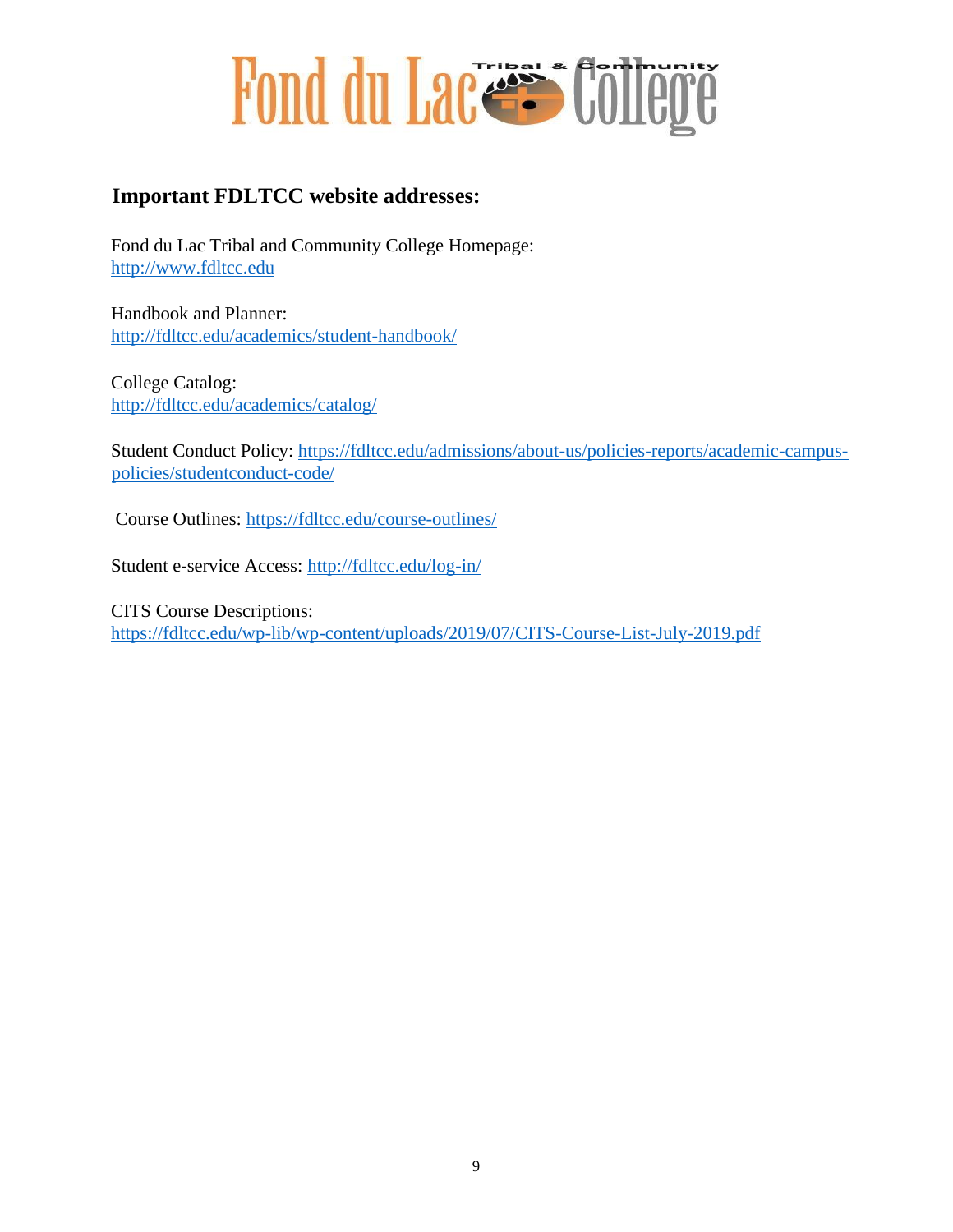Fond du Lac Tribal & Community College

## Important FDLTCC website addresses:

Fond du Lac Tribal and Community College Homepage:
http://www.fdltcc.edu

Handbook and Planner:
http://fdltcc.edu/academics/student-handbook/

College Catalog:
http://fdltcc.edu/academics/catalog/

Student Conduct Policy: https://fdltcc.edu/admissions/about-us/policies-reports/academic-campus-policies/studentconduct-code/

Course Outlines: https://fdltcc.edu/course-outlines/

Student e-service Access: http://fdltcc.edu/log-in/

CITS Course Descriptions:
https://fdltcc.edu/wp-lib/wp-content/uploads/2019/07/CITS-Course-List-July-2019.pdf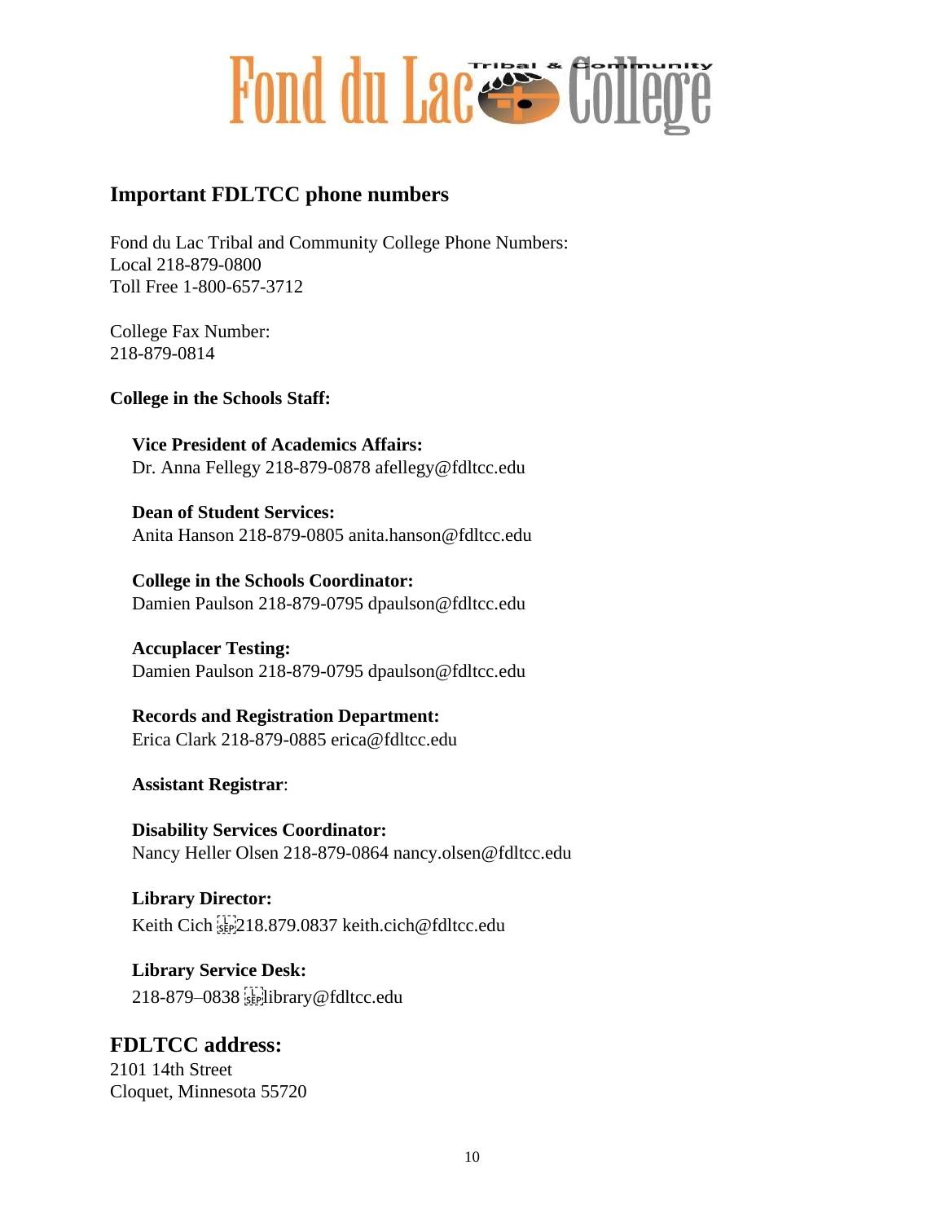# Fond du Lac Tribal & Community College

## Important FDLTCC phone numbers

Fond du Lac Tribal and Community College Phone Numbers:
Local 218-879-0800
Toll Free 1-800-657-3712

College Fax Number:
218-879-0814

**College in the Schools Staff:**

**Vice President of Academics Affairs:**
Dr. Anna Fellegy 218-879-0878 afellegy@fdltcc.edu

**Dean of Student Services:**
Anita Hanson 218-879-0805 anita.hanson@fdltcc.edu

**College in the Schools Coordinator:**
Damien Paulson 218-879-0795 dpaulson@fdltcc.edu

**Accuplacer Testing:**
Damien Paulson 218-879-0795 dpaulson@fdltcc.edu

**Records and Registration Department:**
Erica Clark 218-879-0885 erica@fdltcc.edu

**Assistant Registrar**:

**Disability Services Coordinator:**
Nancy Heller Olsen 218-879-0864 nancy.olsen@fdltcc.edu

**Library Director:**
Keith Cich 218.879.0837 keith.cich@fdltcc.edu

**Library Service Desk:**
218-879–0838 library@fdltcc.edu

## FDLTCC address:

2101 14th Street
Cloquet, Minnesota 55720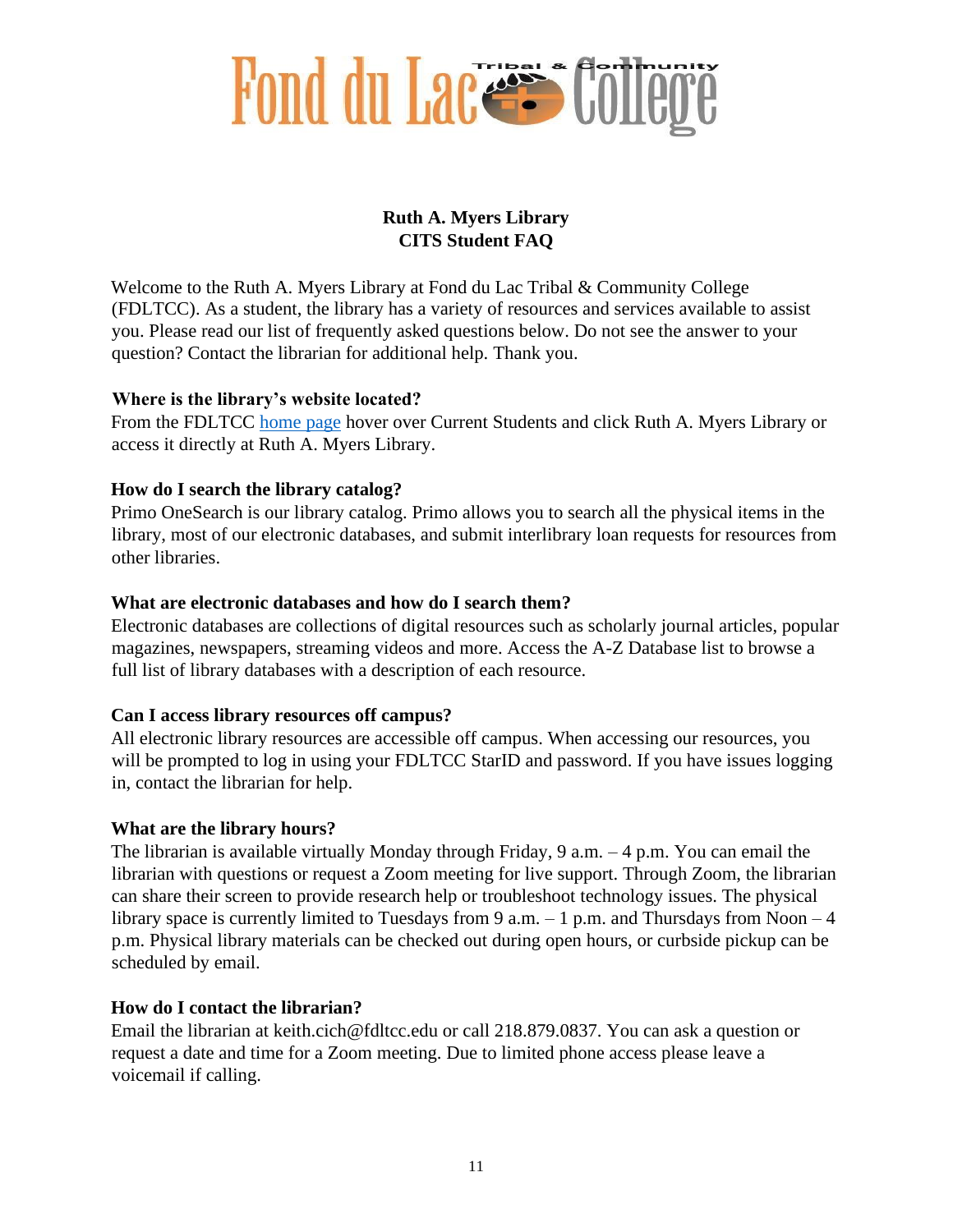# Fond du Lac Tribal & Community College

## Ruth A. Myers Library
## CITS Student FAQ

Welcome to the Ruth A. Myers Library at Fond du Lac Tribal & Community College (FDLTCC). As a student, the library has a variety of resources and services available to assist you. Please read our list of frequently asked questions below. Do not see the answer to your question? Contact the librarian for additional help. Thank you.

### Where is the library's website located?

From the FDLTCC home page hover over Current Students and click Ruth A. Myers Library or access it directly at Ruth A. Myers Library.

### How do I search the library catalog?

Primo OneSearch is our library catalog. Primo allows you to search all the physical items in the library, most of our electronic databases, and submit interlibrary loan requests for resources from other libraries.

### What are electronic databases and how do I search them?

Electronic databases are collections of digital resources such as scholarly journal articles, popular magazines, newspapers, streaming videos and more. Access the A-Z Database list to browse a full list of library databases with a description of each resource.

### Can I access library resources off campus?

All electronic library resources are accessible off campus. When accessing our resources, you will be prompted to log in using your FDLTCC StarID and password. If you have issues logging in, contact the librarian for help.

### What are the library hours?

The librarian is available virtually Monday through Friday, 9 a.m. – 4 p.m. You can email the librarian with questions or request a Zoom meeting for live support. Through Zoom, the librarian can share their screen to provide research help or troubleshoot technology issues. The physical library space is currently limited to Tuesdays from 9 a.m. – 1 p.m. and Thursdays from Noon – 4 p.m. Physical library materials can be checked out during open hours, or curbside pickup can be scheduled by email.

### How do I contact the librarian?

Email the librarian at keith.cich@fdltcc.edu or call 218.879.0837. You can ask a question or request a date and time for a Zoom meeting. Due to limited phone access please leave a voicemail if calling.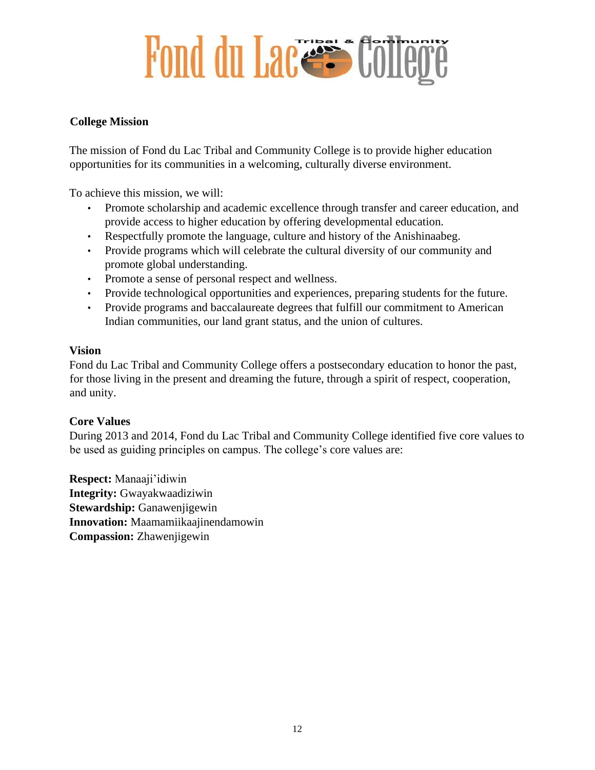# Fond du Lac Tribal & Community College

**College Mission**

The mission of Fond du Lac Tribal and Community College is to provide higher education opportunities for its communities in a welcoming, culturally diverse environment.

To achieve this mission, we will:

- Promote scholarship and academic excellence through transfer and career education, and provide access to higher education by offering developmental education.
- Respectfully promote the language, culture and history of the Anishinaabeg.
- Provide programs which will celebrate the cultural diversity of our community and promote global understanding.
- Promote a sense of personal respect and wellness.
- Provide technological opportunities and experiences, preparing students for the future.
- Provide programs and baccalaureate degrees that fulfill our commitment to American Indian communities, our land grant status, and the union of cultures.

**Vision**

Fond du Lac Tribal and Community College offers a postsecondary education to honor the past, for those living in the present and dreaming the future, through a spirit of respect, cooperation, and unity.

**Core Values**

During 2013 and 2014, Fond du Lac Tribal and Community College identified five core values to be used as guiding principles on campus. The college's core values are:

**Respect:** Manaaji'idiwin
**Integrity:** Gwayakwaadiziwin
**Stewardship:** Ganawenjigewin
**Innovation:** Maamamiikaajinendamowin
**Compassion:** Zhawenjigewin